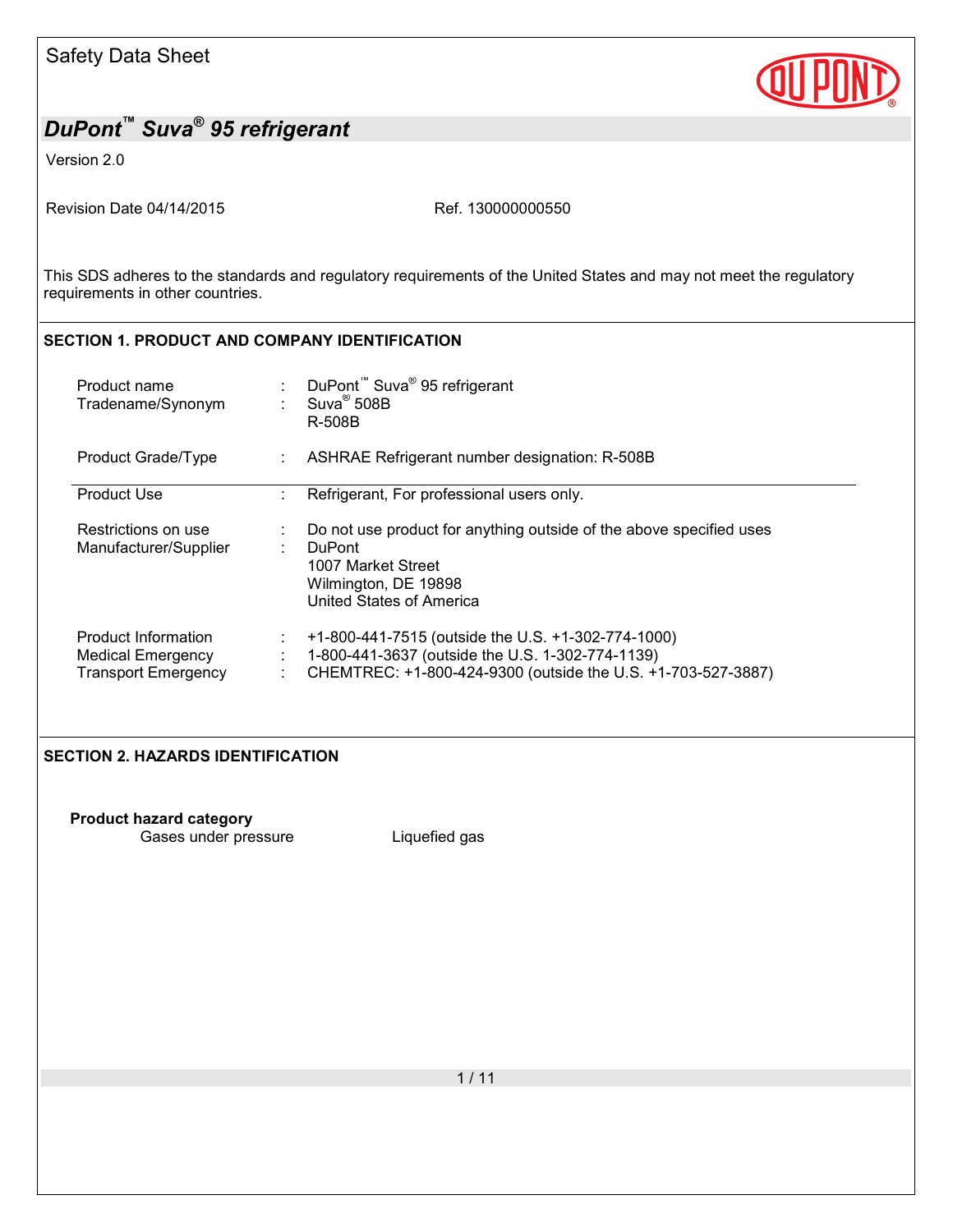Safety Data Sheet

# DuPont™ Suva® 95 refrigerant

Version 2.0

Revision Date 04/14/2015 Ref. 130000000550

This SDS adheres to the standards and regulatory requirements of the United States and may not meet the regulatory requirements in other countries.

## SECTION 1. PRODUCT AND COMPANY IDENTIFICATION

| | | |
|---|---|---|
| Product name | : | DuPont™ Suva® 95 refrigerant |
| Tradename/Synonym | : | Suva® 508B<br>R-508B |
| Product Grade/Type | : | ASHRAE Refrigerant number designation: R-508B |
| Product Use | : | Refrigerant, For professional users only. |
| Restrictions on use | : | Do not use product for anything outside of the above specified uses |
| Manufacturer/Supplier | : | DuPont<br>1007 Market Street<br>Wilmington, DE 19898<br>United States of America |
| Product Information | : | +1-800-441-7515 (outside the U.S. +1-302-774-1000) |
| Medical Emergency | : | 1-800-441-3637 (outside the U.S. 1-302-774-1139) |
| Transport Emergency | : | CHEMTREC: +1-800-424-9300 (outside the U.S. +1-703-527-3887) |

## SECTION 2. HAZARDS IDENTIFICATION

**Product hazard category**

Gases under pressure Liquefied gas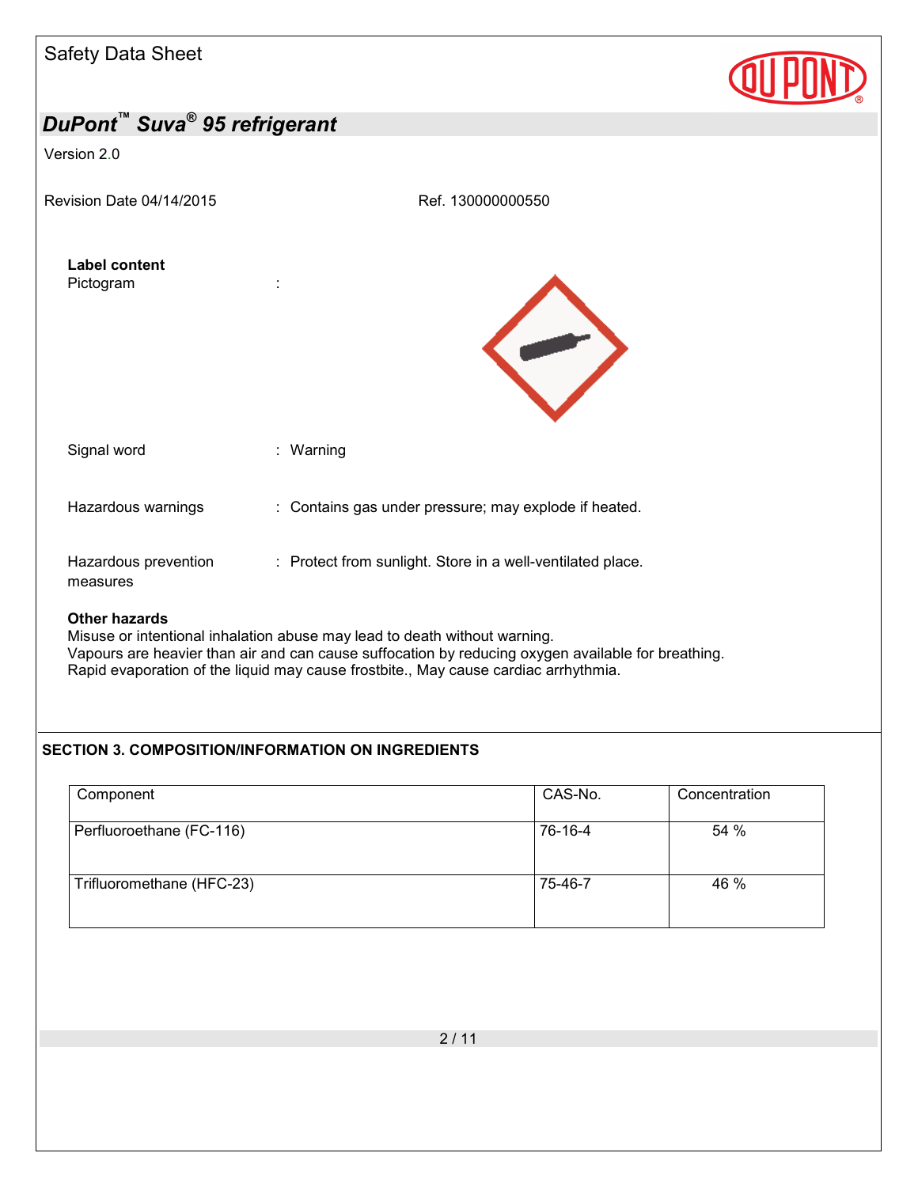**Label content**

Pictogram :

Signal word : Warning

Hazardous warnings : Contains gas under pressure; may explode if heated.

Hazardous prevention measures : Protect from sunlight. Store in a well-ventilated place.

**Other hazards**

Misuse or intentional inhalation abuse may lead to death without warning.
Vapours are heavier than air and can cause suffocation by reducing oxygen available for breathing.
Rapid evaporation of the liquid may cause frostbite., May cause cardiac arrhythmia.

## SECTION 3. COMPOSITION/INFORMATION ON INGREDIENTS

| Component | CAS-No. | Concentration |
|---|---|---|
| Perfluoroethane (FC-116) | 76-16-4 | 54 % |
| Trifluoromethane (HFC-23) | 75-46-7 | 46 % |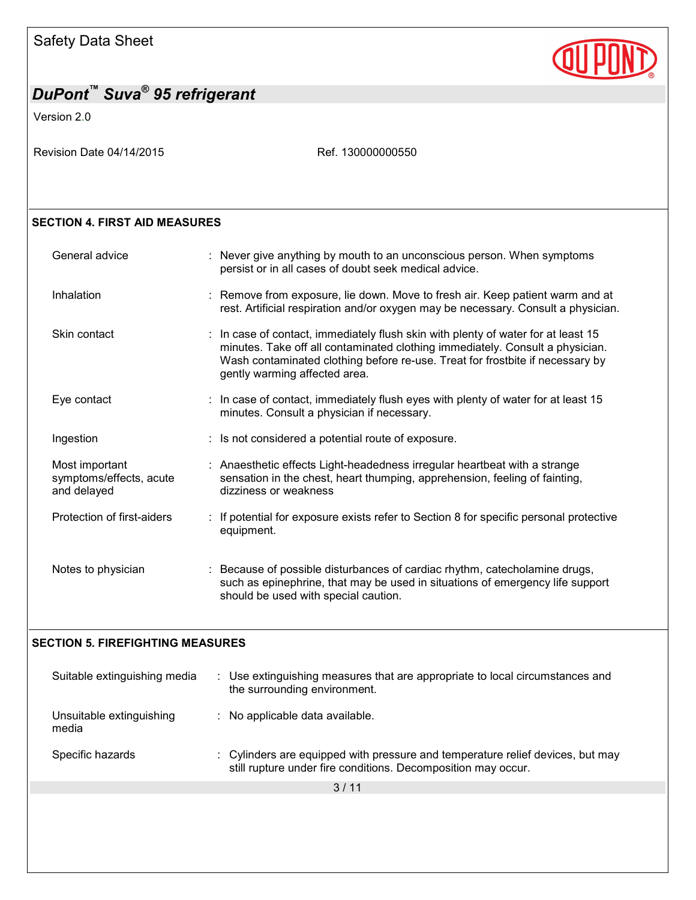## SECTION 4. FIRST AID MEASURES

| | |
|---|---|
| General advice | Never give anything by mouth to an unconscious person. When symptoms persist or in all cases of doubt seek medical advice. |
| Inhalation | Remove from exposure, lie down. Move to fresh air. Keep patient warm and at rest. Artificial respiration and/or oxygen may be necessary. Consult a physician. |
| Skin contact | In case of contact, immediately flush skin with plenty of water for at least 15 minutes. Take off all contaminated clothing immediately. Consult a physician. Wash contaminated clothing before re-use. Treat for frostbite if necessary by gently warming affected area. |
| Eye contact | In case of contact, immediately flush eyes with plenty of water for at least 15 minutes. Consult a physician if necessary. |
| Ingestion | Is not considered a potential route of exposure. |
| Most important symptoms/effects, acute and delayed | Anaesthetic effects Light-headedness irregular heartbeat with a strange sensation in the chest, heart thumping, apprehension, feeling of fainting, dizziness or weakness |
| Protection of first-aiders | If potential for exposure exists refer to Section 8 for specific personal protective equipment. |
| Notes to physician | Because of possible disturbances of cardiac rhythm, catecholamine drugs, such as epinephrine, that may be used in situations of emergency life support should be used with special caution. |

## SECTION 5. FIREFIGHTING MEASURES

| | |
|---|---|
| Suitable extinguishing media | Use extinguishing measures that are appropriate to local circumstances and the surrounding environment. |
| Unsuitable extinguishing media | No applicable data available. |
| Specific hazards | Cylinders are equipped with pressure and temperature relief devices, but may still rupture under fire conditions. Decomposition may occur. |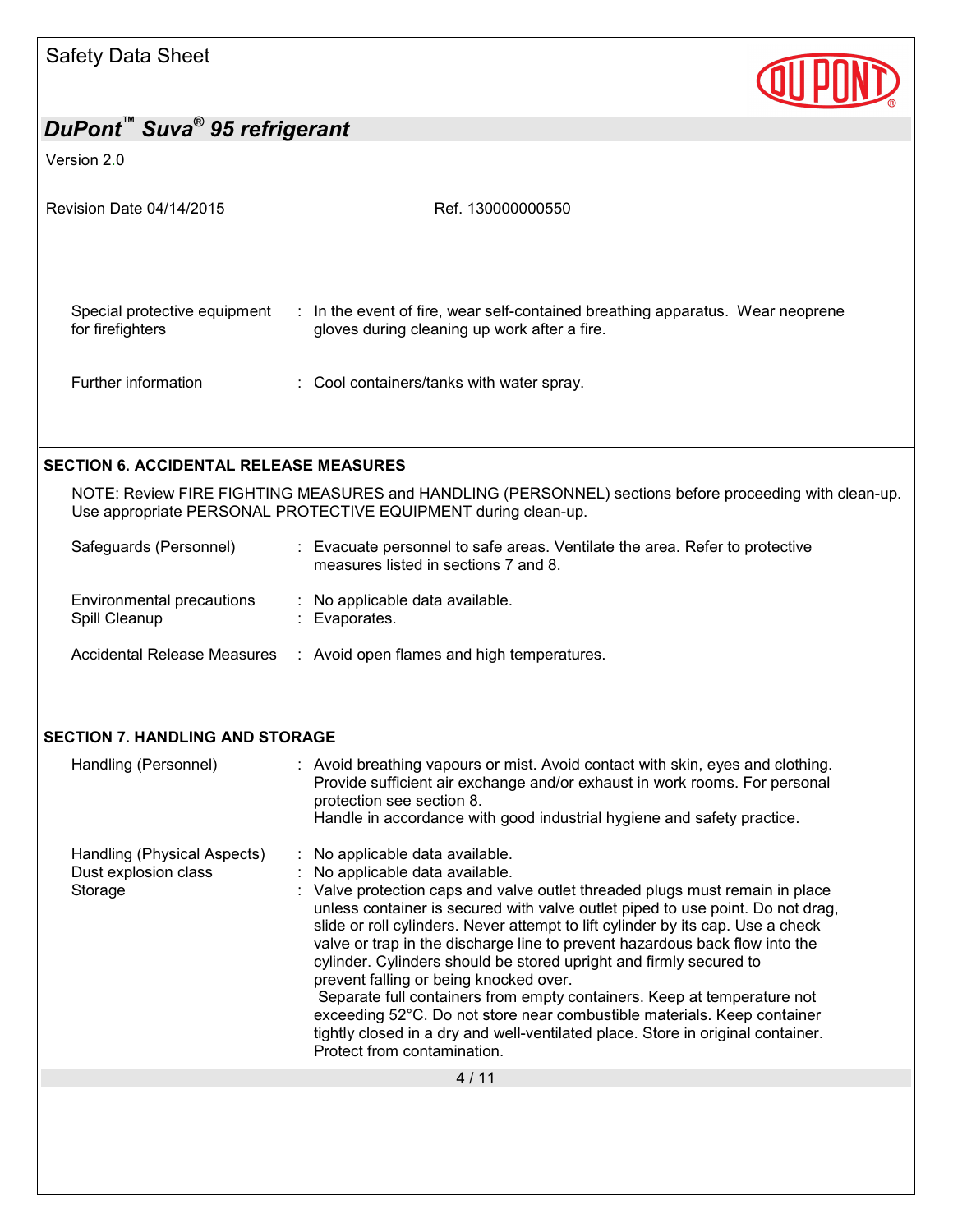| | | |
|---|---|---|
| Special protective equipment for firefighters | : | In the event of fire, wear self-contained breathing apparatus. Wear neoprene gloves during cleaning up work after a fire. |
| Further information | : | Cool containers/tanks with water spray. |

## SECTION 6. ACCIDENTAL RELEASE MEASURES

NOTE: Review FIRE FIGHTING MEASURES and HANDLING (PERSONNEL) sections before proceeding with clean-up. Use appropriate PERSONAL PROTECTIVE EQUIPMENT during clean-up.

| | | |
|---|---|---|
| Safeguards (Personnel) | : | Evacuate personnel to safe areas. Ventilate the area. Refer to protective measures listed in sections 7 and 8. |
| Environmental precautions | : | No applicable data available. |
| Spill Cleanup | : | Evaporates. |
| Accidental Release Measures | : | Avoid open flames and high temperatures. |

## SECTION 7. HANDLING AND STORAGE

| | | |
|---|---|---|
| Handling (Personnel) | : | Avoid breathing vapours or mist. Avoid contact with skin, eyes and clothing. Provide sufficient air exchange and/or exhaust in work rooms. For personal protection see section 8. Handle in accordance with good industrial hygiene and safety practice. |
| Handling (Physical Aspects) | : | No applicable data available. |
| Dust explosion class | : | No applicable data available. |
| Storage | : | Valve protection caps and valve outlet threaded plugs must remain in place unless container is secured with valve outlet piped to use point. Do not drag, slide or roll cylinders. Never attempt to lift cylinder by its cap. Use a check valve or trap in the discharge line to prevent hazardous back flow into the cylinder. Cylinders should be stored upright and firmly secured to prevent falling or being knocked over. Separate full containers from empty containers. Keep at temperature not exceeding 52°C. Do not store near combustible materials. Keep container tightly closed in a dry and well-ventilated place. Store in original container. Protect from contamination. |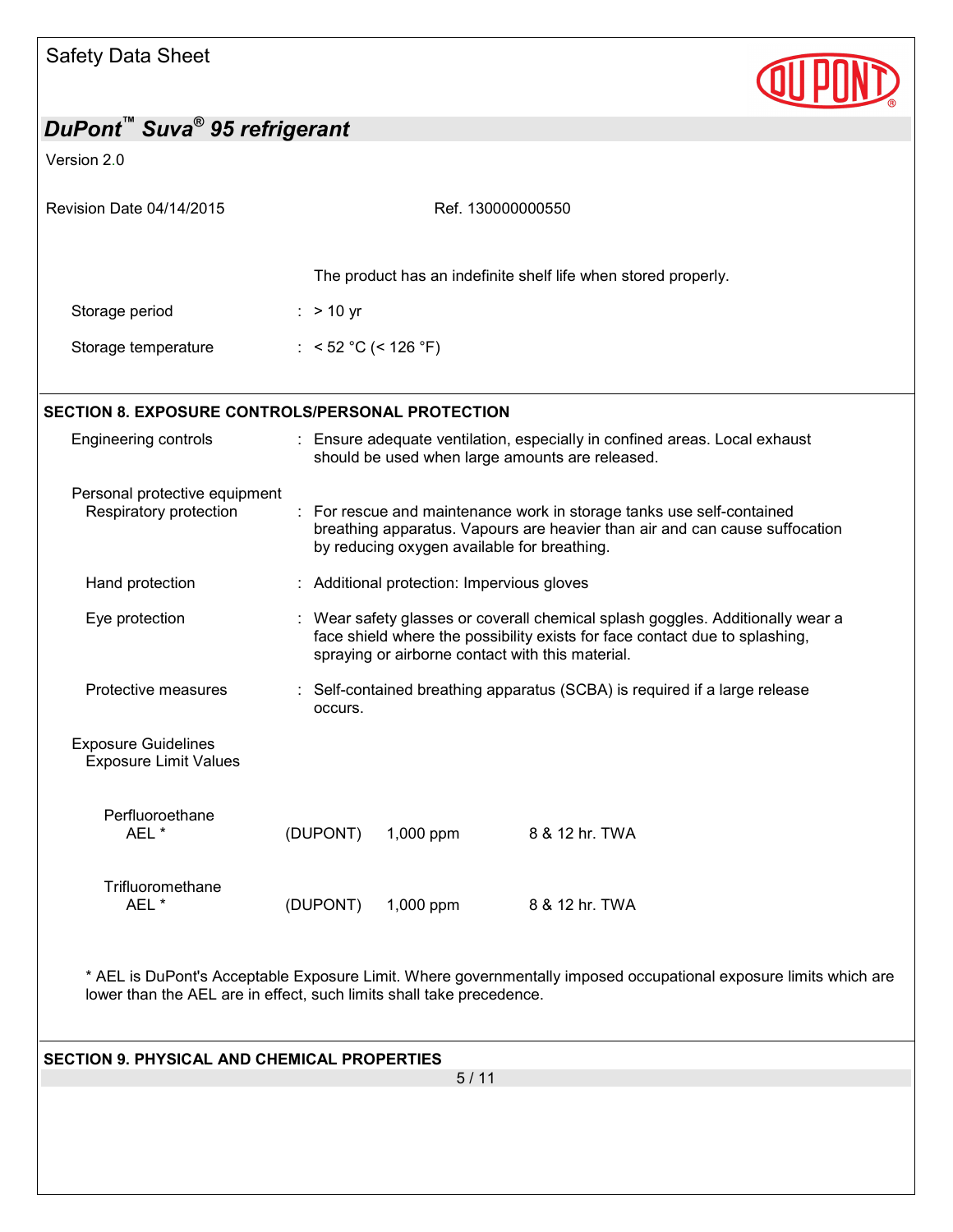The product has an indefinite shelf life when stored properly.

Storage period : > 10 yr

Storage temperature : < 52 °C (< 126 °F)

## SECTION 8. EXPOSURE CONTROLS/PERSONAL PROTECTION

Engineering controls : Ensure adequate ventilation, especially in confined areas. Local exhaust should be used when large amounts are released.

Personal protective equipment

Respiratory protection : For rescue and maintenance work in storage tanks use self-contained breathing apparatus. Vapours are heavier than air and can cause suffocation by reducing oxygen available for breathing.

Hand protection : Additional protection: Impervious gloves

Eye protection : Wear safety glasses or coverall chemical splash goggles. Additionally wear a face shield where the possibility exists for face contact due to splashing, spraying or airborne contact with this material.

Protective measures : Self-contained breathing apparatus (SCBA) is required if a large release occurs.

Exposure Guidelines

Exposure Limit Values

| Component | Source | Value | Type |
|---|---|---|---|
| Perfluoroethane AEL * | (DUPONT) | 1,000 ppm | 8 & 12 hr. TWA |
| Trifluoromethane AEL * | (DUPONT) | 1,000 ppm | 8 & 12 hr. TWA |

* AEL is DuPont's Acceptable Exposure Limit. Where governmentally imposed occupational exposure limits which are lower than the AEL are in effect, such limits shall take precedence.

## SECTION 9. PHYSICAL AND CHEMICAL PROPERTIES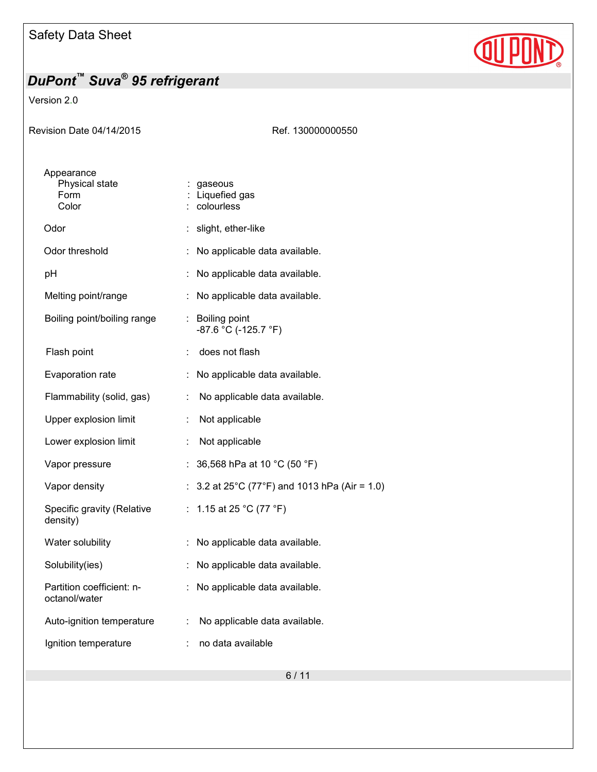| Property | | Value |
|---|---|---|
| Appearance | | |
| Physical state | : | gaseous |
| Form | : | Liquefied gas |
| Color | : | colourless |
| Odor | : | slight, ether-like |
| Odor threshold | : | No applicable data available. |
| pH | : | No applicable data available. |
| Melting point/range | : | No applicable data available. |
| Boiling point/boiling range | : | Boiling point -87.6 °C (-125.7 °F) |
| Flash point | : | does not flash |
| Evaporation rate | : | No applicable data available. |
| Flammability (solid, gas) | : | No applicable data available. |
| Upper explosion limit | : | Not applicable |
| Lower explosion limit | : | Not applicable |
| Vapor pressure | : | 36,568 hPa at 10 °C (50 °F) |
| Vapor density | : | 3.2 at 25°C (77°F) and 1013 hPa (Air = 1.0) |
| Specific gravity (Relative density) | : | 1.15 at 25 °C (77 °F) |
| Water solubility | : | No applicable data available. |
| Solubility(ies) | : | No applicable data available. |
| Partition coefficient: n-octanol/water | : | No applicable data available. |
| Auto-ignition temperature | : | No applicable data available. |
| Ignition temperature | : | no data available |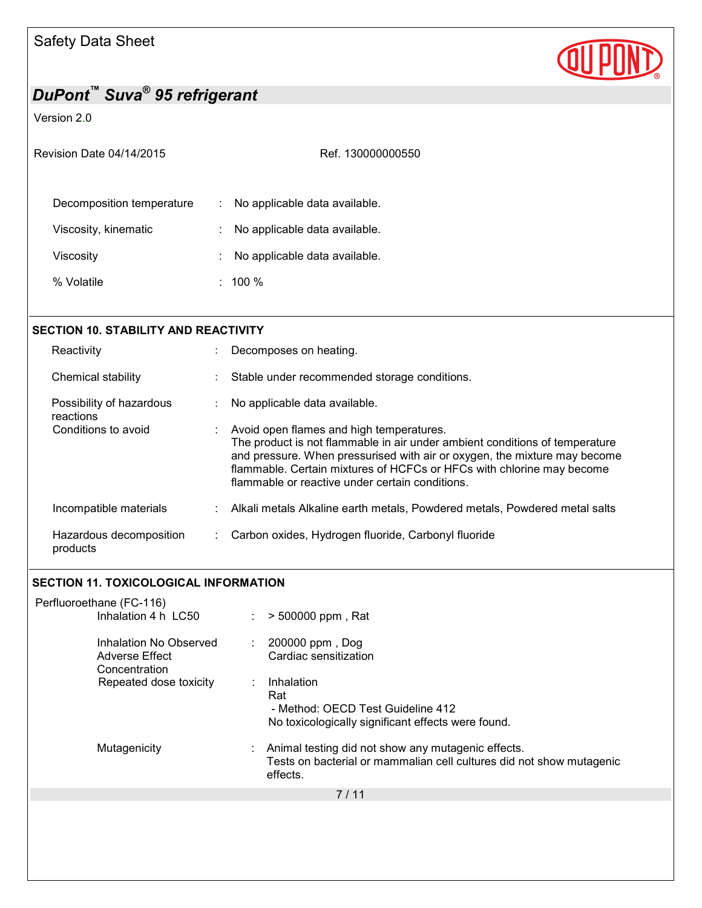| | | |
|---|---|---|
| Decomposition temperature | : | No applicable data available. |
| Viscosity, kinematic | : | No applicable data available. |
| Viscosity | : | No applicable data available. |
| % Volatile | : | 100 % |

## SECTION 10. STABILITY AND REACTIVITY

| | | |
|---|---|---|
| Reactivity | : | Decomposes on heating. |
| Chemical stability | : | Stable under recommended storage conditions. |
| Possibility of hazardous reactions | : | No applicable data available. |
| Conditions to avoid | : | Avoid open flames and high temperatures. The product is not flammable in air under ambient conditions of temperature and pressure. When pressurised with air or oxygen, the mixture may become flammable. Certain mixtures of HCFCs or HFCs with chlorine may become flammable or reactive under certain conditions. |
| Incompatible materials | : | Alkali metals Alkaline earth metals, Powdered metals, Powdered metal salts |
| Hazardous decomposition products | : | Carbon oxides, Hydrogen fluoride, Carbonyl fluoride |

## SECTION 11. TOXICOLOGICAL INFORMATION

Perfluoroethane (FC-116)

| | | |
|---|---|---|
| Inhalation 4 h LC50 | : | > 500000 ppm , Rat |
| Inhalation No Observed Adverse Effect Concentration | : | 200000 ppm , Dog<br>Cardiac sensitization |
| Repeated dose toxicity | : | Inhalation<br>Rat<br>- Method: OECD Test Guideline 412<br>No toxicologically significant effects were found. |
| Mutagenicity | : | Animal testing did not show any mutagenic effects.<br>Tests on bacterial or mammalian cell cultures did not show mutagenic effects. |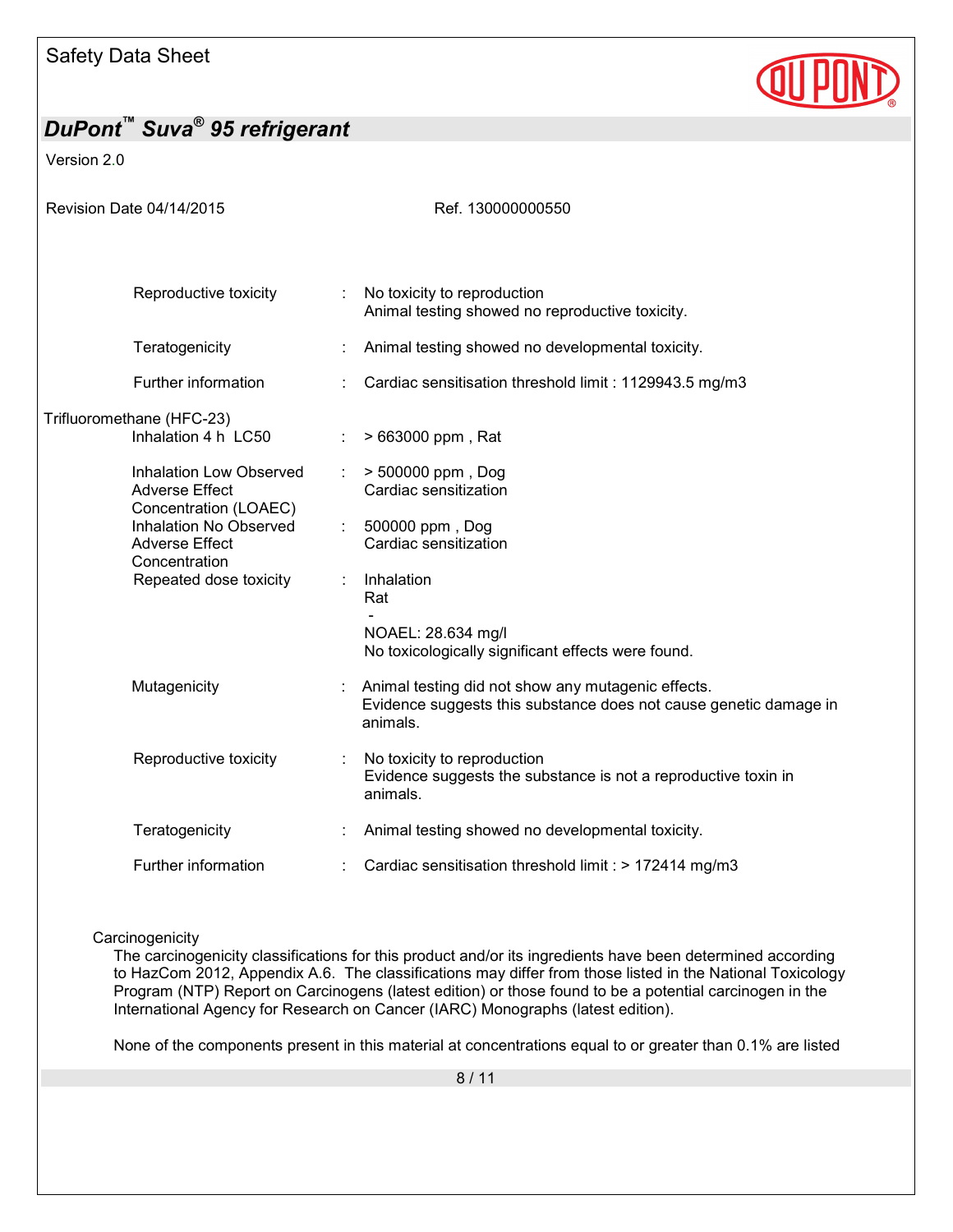Reproductive toxicity : No toxicity to reproduction
Animal testing showed no reproductive toxicity.

Teratogenicity : Animal testing showed no developmental toxicity.

Further information : Cardiac sensitisation threshold limit : 1129943.5 mg/m3

Trifluoromethane (HFC-23)

| | | |
|---|---|---|
| Inhalation 4 h LC50 | : | > 663000 ppm , Rat |
| Inhalation Low Observed Adverse Effect Concentration (LOAEC) | : | > 500000 ppm , Dog<br>Cardiac sensitization |
| Inhalation No Observed Adverse Effect Concentration | : | 500000 ppm , Dog<br>Cardiac sensitization |
| Repeated dose toxicity | : | Inhalation<br>Rat<br>-<br>NOAEL: 28.634 mg/l<br>No toxicologically significant effects were found. |
| Mutagenicity | : | Animal testing did not show any mutagenic effects.<br>Evidence suggests this substance does not cause genetic damage in animals. |
| Reproductive toxicity | : | No toxicity to reproduction<br>Evidence suggests the substance is not a reproductive toxin in animals. |
| Teratogenicity | : | Animal testing showed no developmental toxicity. |
| Further information | : | Cardiac sensitisation threshold limit : > 172414 mg/m3 |

Carcinogenicity

The carcinogenicity classifications for this product and/or its ingredients have been determined according to HazCom 2012, Appendix A.6. The classifications may differ from those listed in the National Toxicology Program (NTP) Report on Carcinogens (latest edition) or those found to be a potential carcinogen in the International Agency for Research on Cancer (IARC) Monographs (latest edition).

None of the components present in this material at concentrations equal to or greater than 0.1% are listed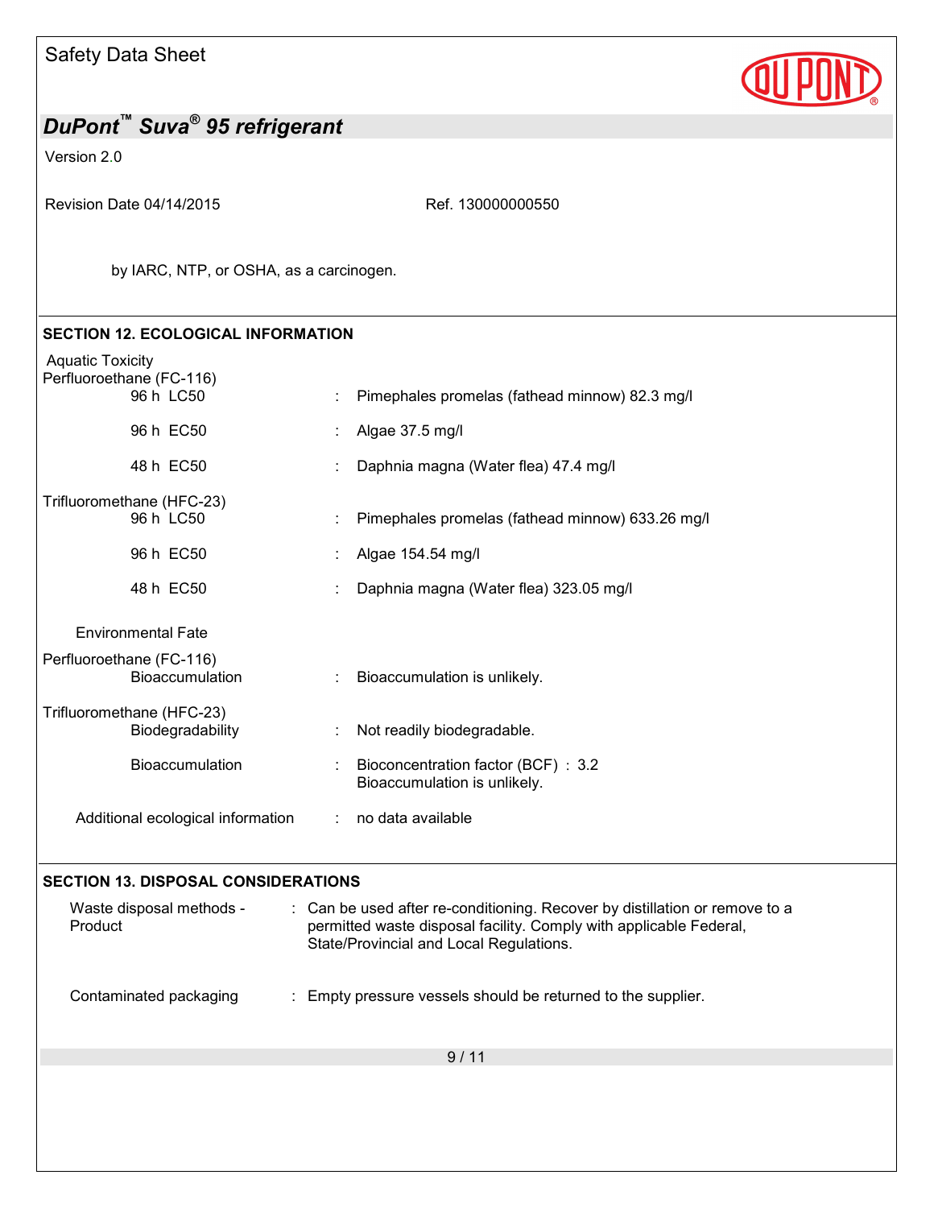by IARC, NTP, or OSHA, as a carcinogen.

## SECTION 12. ECOLOGICAL INFORMATION

**Aquatic Toxicity**

Perfluoroethane (FC-116)

| | | |
|---|---|---|
| 96 h LC50 | : | Pimephales promelas (fathead minnow) 82.3 mg/l |
| 96 h EC50 | : | Algae 37.5 mg/l |
| 48 h EC50 | : | Daphnia magna (Water flea) 47.4 mg/l |

Trifluoromethane (HFC-23)

| | | |
|---|---|---|
| 96 h LC50 | : | Pimephales promelas (fathead minnow) 633.26 mg/l |
| 96 h EC50 | : | Algae 154.54 mg/l |
| 48 h EC50 | : | Daphnia magna (Water flea) 323.05 mg/l |

**Environmental Fate**

Perfluoroethane (FC-116)

| | | |
|---|---|---|
| Bioaccumulation | : | Bioaccumulation is unlikely. |

Trifluoromethane (HFC-23)

| | | |
|---|---|---|
| Biodegradability | : | Not readily biodegradable. |
| Bioaccumulation | : | Bioconcentration factor (BCF) : 3.2<br>Bioaccumulation is unlikely. |

| | | |
|---|---|---|
| Additional ecological information | : | no data available |

## SECTION 13. DISPOSAL CONSIDERATIONS

| | | |
|---|---|---|
| Waste disposal methods - Product | : | Can be used after re-conditioning. Recover by distillation or remove to a permitted waste disposal facility. Comply with applicable Federal, State/Provincial and Local Regulations. |
| Contaminated packaging | : | Empty pressure vessels should be returned to the supplier. |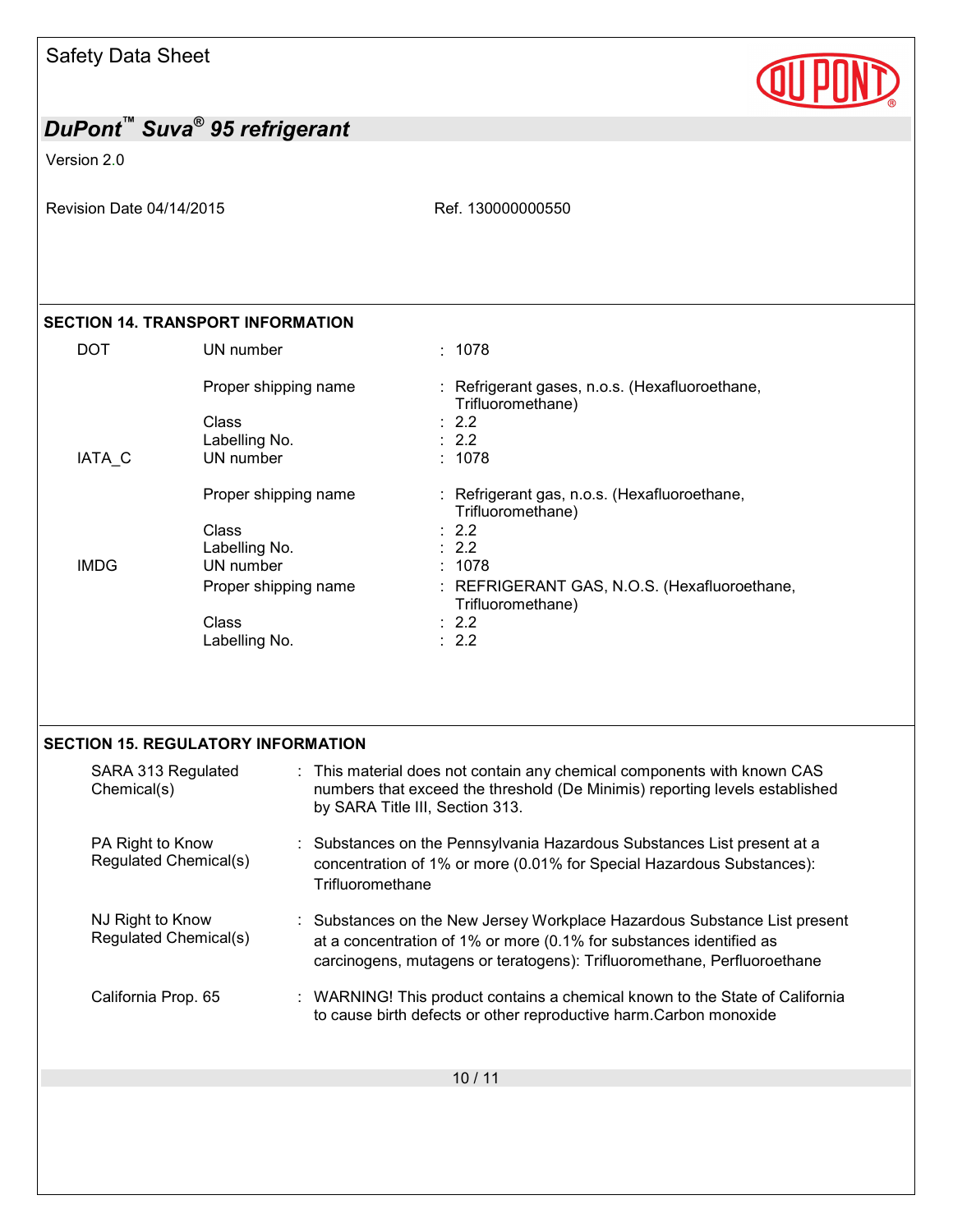## SECTION 14. TRANSPORT INFORMATION

| | | |
|---|---|---|
| DOT | UN number | : 1078 |
| | Proper shipping name | : Refrigerant gases, n.o.s. (Hexafluoroethane, Trifluoromethane) |
| | Class | : 2.2 |
| | Labelling No. | : 2.2 |
| IATA_C | UN number | : 1078 |
| | Proper shipping name | : Refrigerant gas, n.o.s. (Hexafluoroethane, Trifluoromethane) |
| | Class | : 2.2 |
| | Labelling No. | : 2.2 |
| IMDG | UN number | : 1078 |
| | Proper shipping name | : REFRIGERANT GAS, N.O.S. (Hexafluoroethane, Trifluoromethane) |
| | Class | : 2.2 |
| | Labelling No. | : 2.2 |

## SECTION 15. REGULATORY INFORMATION

| | |
|---|---|
| SARA 313 Regulated Chemical(s) | : This material does not contain any chemical components with known CAS numbers that exceed the threshold (De Minimis) reporting levels established by SARA Title III, Section 313. |
| PA Right to Know Regulated Chemical(s) | : Substances on the Pennsylvania Hazardous Substances List present at a concentration of 1% or more (0.01% for Special Hazardous Substances): Trifluoromethane |
| NJ Right to Know Regulated Chemical(s) | : Substances on the New Jersey Workplace Hazardous Substance List present at a concentration of 1% or more (0.1% for substances identified as carcinogens, mutagens or teratogens): Trifluoromethane, Perfluoroethane |
| California Prop. 65 | : WARNING! This product contains a chemical known to the State of California to cause birth defects or other reproductive harm.Carbon monoxide |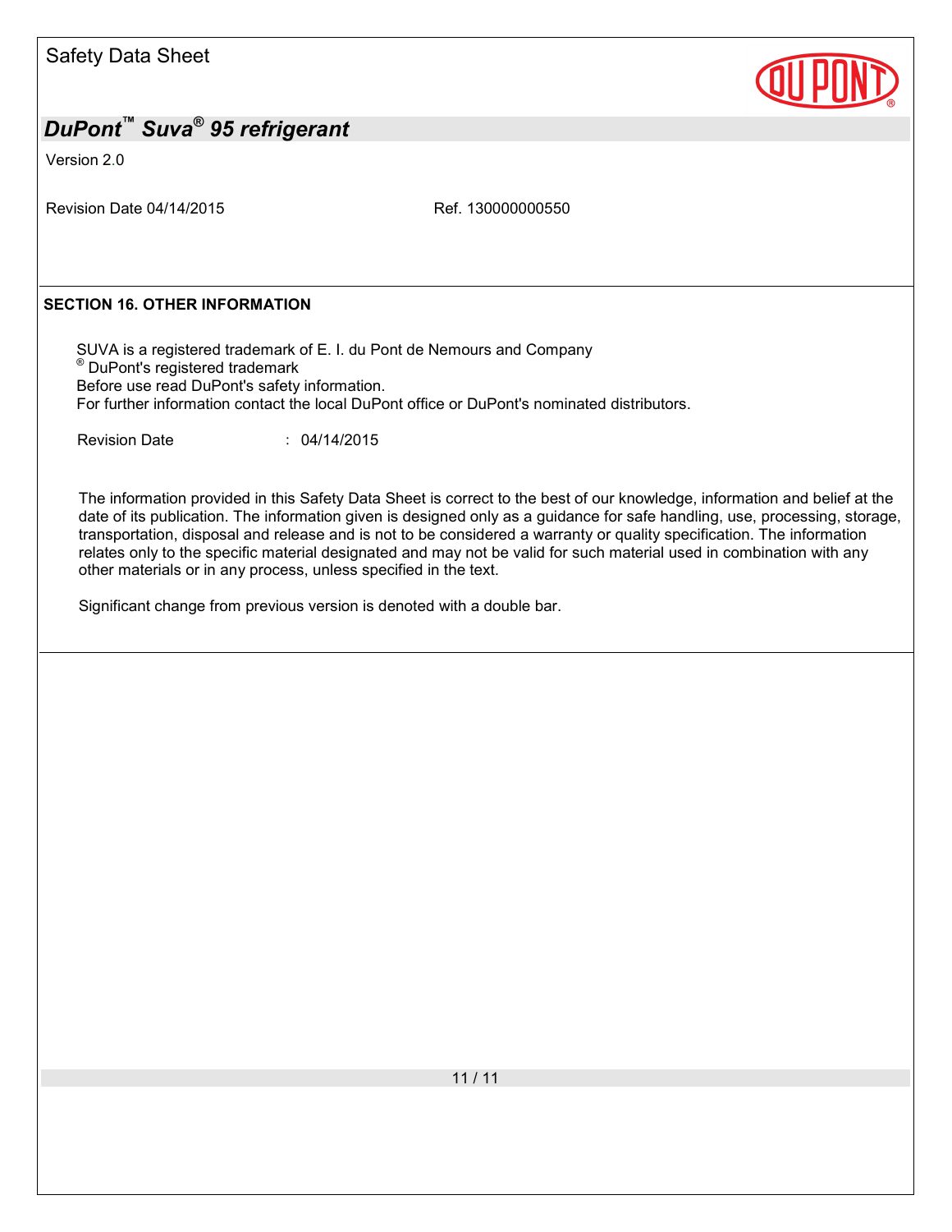## SECTION 16. OTHER INFORMATION

SUVA is a registered trademark of E. I. du Pont de Nemours and Company
® DuPont's registered trademark
Before use read DuPont's safety information.
For further information contact the local DuPont office or DuPont's nominated distributors.

Revision Date : 04/14/2015

The information provided in this Safety Data Sheet is correct to the best of our knowledge, information and belief at the date of its publication. The information given is designed only as a guidance for safe handling, use, processing, storage, transportation, disposal and release and is not to be considered a warranty or quality specification. The information relates only to the specific material designated and may not be valid for such material used in combination with any other materials or in any process, unless specified in the text.

Significant change from previous version is denoted with a double bar.